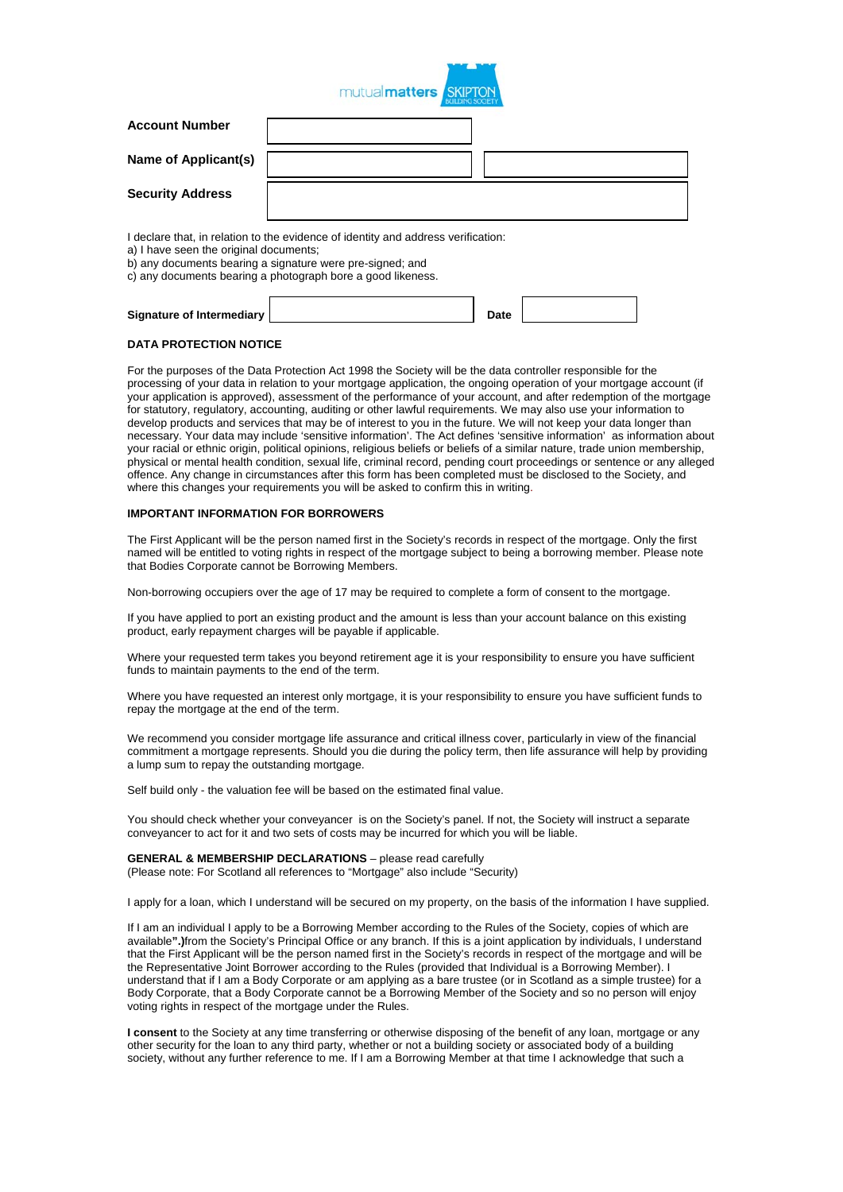mutual**matters** SKIPTON BUILDING SOCIETY

| | | |
|---|---|---|
| **Account Number** | | |
| **Name of Applicant(s)** | | |
| **Security Address** | | |

I declare that, in relation to the evidence of identity and address verification:
a) I have seen the original documents;
b) any documents bearing a signature were pre-signed; and
c) any documents bearing a photograph bore a good likeness.

| | | | |
|---|---|---|---|
| **Signature of Intermediary** | | **Date** | |

**DATA PROTECTION NOTICE**

For the purposes of the Data Protection Act 1998 the Society will be the data controller responsible for the processing of your data in relation to your mortgage application, the ongoing operation of your mortgage account (if your application is approved), assessment of the performance of your account, and after redemption of the mortgage for statutory, regulatory, accounting, auditing or other lawful requirements. We may also use your information to develop products and services that may be of interest to you in the future. We will not keep your data longer than necessary. Your data may include 'sensitive information'. The Act defines 'sensitive information' as information about your racial or ethnic origin, political opinions, religious beliefs or beliefs of a similar nature, trade union membership, physical or mental health condition, sexual life, criminal record, pending court proceedings or sentence or any alleged offence. Any change in circumstances after this form has been completed must be disclosed to the Society, and where this changes your requirements you will be asked to confirm this in writing.

**IMPORTANT INFORMATION FOR BORROWERS**

The First Applicant will be the person named first in the Society's records in respect of the mortgage. Only the first named will be entitled to voting rights in respect of the mortgage subject to being a borrowing member. Please note that Bodies Corporate cannot be Borrowing Members.

Non-borrowing occupiers over the age of 17 may be required to complete a form of consent to the mortgage.

If you have applied to port an existing product and the amount is less than your account balance on this existing product, early repayment charges will be payable if applicable.

Where your requested term takes you beyond retirement age it is your responsibility to ensure you have sufficient funds to maintain payments to the end of the term.

Where you have requested an interest only mortgage, it is your responsibility to ensure you have sufficient funds to repay the mortgage at the end of the term.

We recommend you consider mortgage life assurance and critical illness cover, particularly in view of the financial commitment a mortgage represents. Should you die during the policy term, then life assurance will help by providing a lump sum to repay the outstanding mortgage.

Self build only - the valuation fee will be based on the estimated final value.

You should check whether your conveyancer is on the Society's panel. If not, the Society will instruct a separate conveyancer to act for it and two sets of costs may be incurred for which you will be liable.

**GENERAL & MEMBERSHIP DECLARATIONS** – please read carefully
(Please note: For Scotland all references to "Mortgage" also include "Security)

I apply for a loan, which I understand will be secured on my property, on the basis of the information I have supplied.

If I am an individual I apply to be a Borrowing Member according to the Rules of the Society, copies of which are available**".)**from the Society's Principal Office or any branch. If this is a joint application by individuals, I understand that the First Applicant will be the person named first in the Society's records in respect of the mortgage and will be the Representative Joint Borrower according to the Rules (provided that Individual is a Borrowing Member). I understand that if I am a Body Corporate or am applying as a bare trustee (or in Scotland as a simple trustee) for a Body Corporate, that a Body Corporate cannot be a Borrowing Member of the Society and so no person will enjoy voting rights in respect of the mortgage under the Rules.

**I consent** to the Society at any time transferring or otherwise disposing of the benefit of any loan, mortgage or any other security for the loan to any third party, whether or not a building society or associated body of a building society, without any further reference to me. If I am a Borrowing Member at that time I acknowledge that such a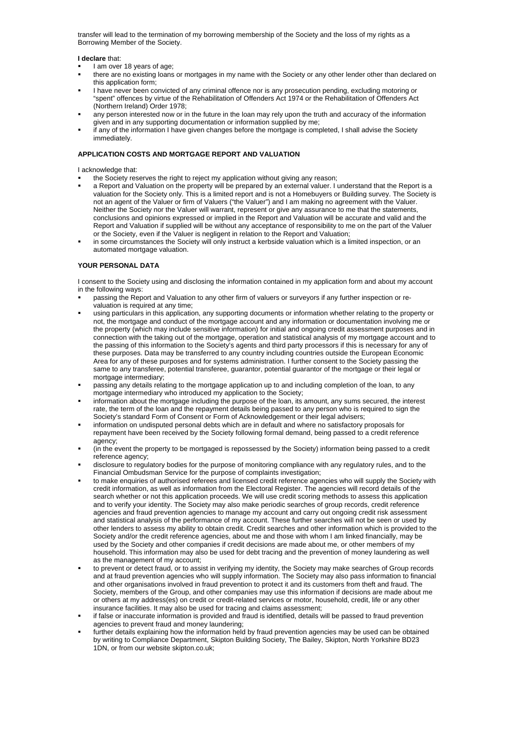transfer will lead to the termination of my borrowing membership of the Society and the loss of my rights as a Borrowing Member of the Society.

**I declare** that:

- I am over 18 years of age;
- there are no existing loans or mortgages in my name with the Society or any other lender other than declared on this application form;
- I have never been convicted of any criminal offence nor is any prosecution pending, excluding motoring or "spent" offences by virtue of the Rehabilitation of Offenders Act 1974 or the Rehabilitation of Offenders Act (Northern Ireland) Order 1978;
- any person interested now or in the future in the loan may rely upon the truth and accuracy of the information given and in any supporting documentation or information supplied by me;
- if any of the information I have given changes before the mortgage is completed, I shall advise the Society immediately.

**APPLICATION COSTS AND MORTGAGE REPORT AND VALUATION**

I acknowledge that:

- the Society reserves the right to reject my application without giving any reason;
- a Report and Valuation on the property will be prepared by an external valuer. I understand that the Report is a valuation for the Society only. This is a limited report and is not a Homebuyers or Building survey. The Society is not an agent of the Valuer or firm of Valuers ("the Valuer") and I am making no agreement with the Valuer. Neither the Society nor the Valuer will warrant, represent or give any assurance to me that the statements, conclusions and opinions expressed or implied in the Report and Valuation will be accurate and valid and the Report and Valuation if supplied will be without any acceptance of responsibility to me on the part of the Valuer or the Society, even if the Valuer is negligent in relation to the Report and Valuation;
- in some circumstances the Society will only instruct a kerbside valuation which is a limited inspection, or an automated mortgage valuation.

**YOUR PERSONAL DATA**

I consent to the Society using and disclosing the information contained in my application form and about my account in the following ways:

- passing the Report and Valuation to any other firm of valuers or surveyors if any further inspection or re-valuation is required at any time;
- using particulars in this application, any supporting documents or information whether relating to the property or not, the mortgage and conduct of the mortgage account and any information or documentation involving me or the property (which may include sensitive information) for initial and ongoing credit assessment purposes and in connection with the taking out of the mortgage, operation and statistical analysis of my mortgage account and to the passing of this information to the Society's agents and third party processors if this is necessary for any of these purposes. Data may be transferred to any country including countries outside the European Economic Area for any of these purposes and for systems administration. I further consent to the Society passing the same to any transferee, potential transferee, guarantor, potential guarantor of the mortgage or their legal or mortgage intermediary;
- passing any details relating to the mortgage application up to and including completion of the loan, to any mortgage intermediary who introduced my application to the Society;
- information about the mortgage including the purpose of the loan, its amount, any sums secured, the interest rate, the term of the loan and the repayment details being passed to any person who is required to sign the Society's standard Form of Consent or Form of Acknowledgement or their legal advisers;
- information on undisputed personal debts which are in default and where no satisfactory proposals for repayment have been received by the Society following formal demand, being passed to a credit reference agency;
- (in the event the property to be mortgaged is repossessed by the Society) information being passed to a credit reference agency;
- disclosure to regulatory bodies for the purpose of monitoring compliance with any regulatory rules, and to the Financial Ombudsman Service for the purpose of complaints investigation;
- to make enquiries of authorised referees and licensed credit reference agencies who will supply the Society with credit information, as well as information from the Electoral Register. The agencies will record details of the search whether or not this application proceeds. We will use credit scoring methods to assess this application and to verify your identity. The Society may also make periodic searches of group records, credit reference agencies and fraud prevention agencies to manage my account and carry out ongoing credit risk assessment and statistical analysis of the performance of my account. These further searches will not be seen or used by other lenders to assess my ability to obtain credit. Credit searches and other information which is provided to the Society and/or the credit reference agencies, about me and those with whom I am linked financially, may be used by the Society and other companies if credit decisions are made about me, or other members of my household. This information may also be used for debt tracing and the prevention of money laundering as well as the management of my account;
- to prevent or detect fraud, or to assist in verifying my identity, the Society may make searches of Group records and at fraud prevention agencies who will supply information. The Society may also pass information to financial and other organisations involved in fraud prevention to protect it and its customers from theft and fraud. The Society, members of the Group, and other companies may use this information if decisions are made about me or others at my address(es) on credit or credit-related services or motor, household, credit, life or any other insurance facilities. It may also be used for tracing and claims assessment;
- if false or inaccurate information is provided and fraud is identified, details will be passed to fraud prevention agencies to prevent fraud and money laundering;
- further details explaining how the information held by fraud prevention agencies may be used can be obtained by writing to Compliance Department, Skipton Building Society, The Bailey, Skipton, North Yorkshire BD23 1DN, or from our website skipton.co.uk;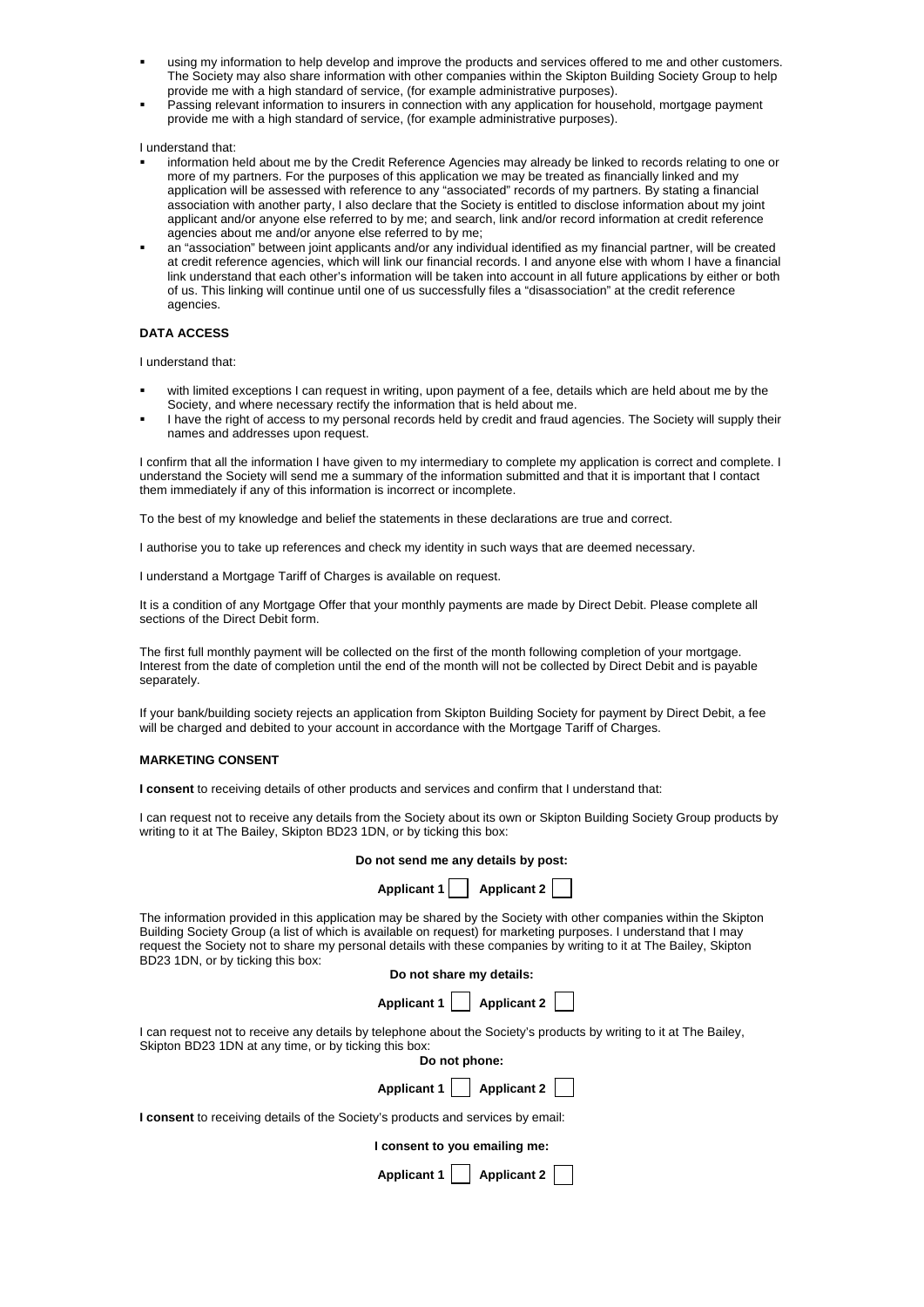- using my information to help develop and improve the products and services offered to me and other customers. The Society may also share information with other companies within the Skipton Building Society Group to help provide me with a high standard of service, (for example administrative purposes).
- Passing relevant information to insurers in connection with any application for household, mortgage payment provide me with a high standard of service, (for example administrative purposes).

I understand that:

- information held about me by the Credit Reference Agencies may already be linked to records relating to one or more of my partners. For the purposes of this application we may be treated as financially linked and my application will be assessed with reference to any "associated" records of my partners. By stating a financial association with another party, I also declare that the Society is entitled to disclose information about my joint applicant and/or anyone else referred to by me; and search, link and/or record information at credit reference agencies about me and/or anyone else referred to by me;
- an "association" between joint applicants and/or any individual identified as my financial partner, will be created at credit reference agencies, which will link our financial records. I and anyone else with whom I have a financial link understand that each other's information will be taken into account in all future applications by either or both of us. This linking will continue until one of us successfully files a "disassociation" at the credit reference agencies.

**DATA ACCESS**

I understand that:

- with limited exceptions I can request in writing, upon payment of a fee, details which are held about me by the Society, and where necessary rectify the information that is held about me.
- I have the right of access to my personal records held by credit and fraud agencies. The Society will supply their names and addresses upon request.

I confirm that all the information I have given to my intermediary to complete my application is correct and complete. I understand the Society will send me a summary of the information submitted and that it is important that I contact them immediately if any of this information is incorrect or incomplete.

To the best of my knowledge and belief the statements in these declarations are true and correct.

I authorise you to take up references and check my identity in such ways that are deemed necessary.

I understand a Mortgage Tariff of Charges is available on request.

It is a condition of any Mortgage Offer that your monthly payments are made by Direct Debit. Please complete all sections of the Direct Debit form.

The first full monthly payment will be collected on the first of the month following completion of your mortgage. Interest from the date of completion until the end of the month will not be collected by Direct Debit and is payable separately.

If your bank/building society rejects an application from Skipton Building Society for payment by Direct Debit, a fee will be charged and debited to your account in accordance with the Mortgage Tariff of Charges.

**MARKETING CONSENT**

**I consent** to receiving details of other products and services and confirm that I understand that:

I can request not to receive any details from the Society about its own or Skipton Building Society Group products by writing to it at The Bailey, Skipton BD23 1DN, or by ticking this box:

**Do not send me any details by post:**

**Applicant 1** ☐ **Applicant 2** ☐

The information provided in this application may be shared by the Society with other companies within the Skipton Building Society Group (a list of which is available on request) for marketing purposes. I understand that I may request the Society not to share my personal details with these companies by writing to it at The Bailey, Skipton BD23 1DN, or by ticking this box:

**Do not share my details:**

**Applicant 1** ☐ **Applicant 2** ☐

I can request not to receive any details by telephone about the Society's products by writing to it at The Bailey, Skipton BD23 1DN at any time, or by ticking this box:

**Do not phone:**

**Applicant 1** ☐ **Applicant 2** ☐

**I consent** to receiving details of the Society's products and services by email:

**I consent to you emailing me:**

**Applicant 1** ☐ **Applicant 2** ☐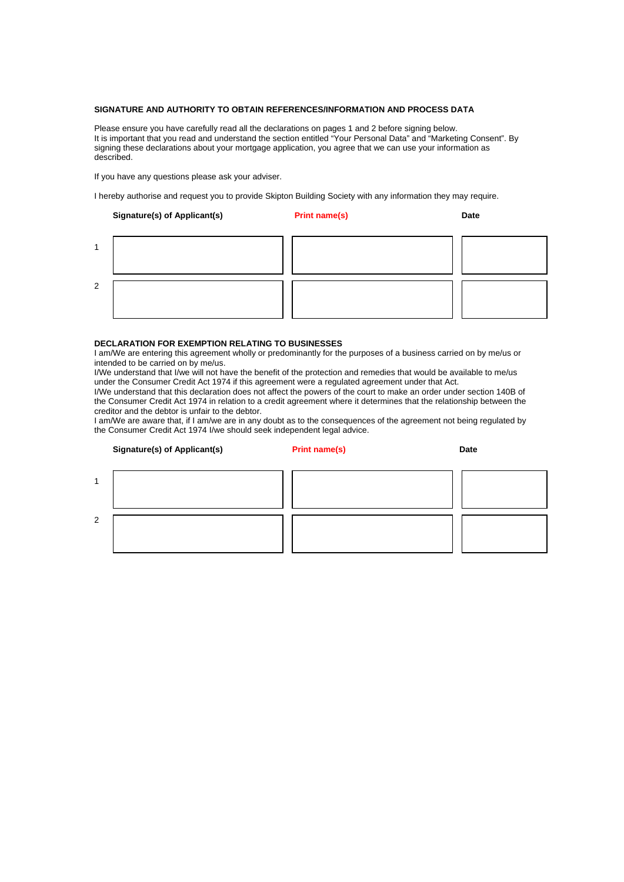## SIGNATURE AND AUTHORITY TO OBTAIN REFERENCES/INFORMATION AND PROCESS DATA

Please ensure you have carefully read all the declarations on pages 1 and 2 before signing below.
It is important that you read and understand the section entitled "Your Personal Data" and "Marketing Consent". By signing these declarations about your mortgage application, you agree that we can use your information as described.

If you have any questions please ask your adviser.

I hereby authorise and request you to provide Skipton Building Society with any information they may require.

| | Signature(s) of Applicant(s) | Print name(s) | Date |
|---|---|---|---|
| 1 | | | |
| 2 | | | |

## DECLARATION FOR EXEMPTION RELATING TO BUSINESSES

I am/We are entering this agreement wholly or predominantly for the purposes of a business carried on by me/us or intended to be carried on by me/us.
I/We understand that I/we will not have the benefit of the protection and remedies that would be available to me/us under the Consumer Credit Act 1974 if this agreement were a regulated agreement under that Act.
I/We understand that this declaration does not affect the powers of the court to make an order under section 140B of the Consumer Credit Act 1974 in relation to a credit agreement where it determines that the relationship between the creditor and the debtor is unfair to the debtor.
I am/We are aware that, if I am/we are in any doubt as to the consequences of the agreement not being regulated by the Consumer Credit Act 1974 I/we should seek independent legal advice.

| | Signature(s) of Applicant(s) | Print name(s) | Date |
|---|---|---|---|
| 1 | | | |
| 2 | | | |